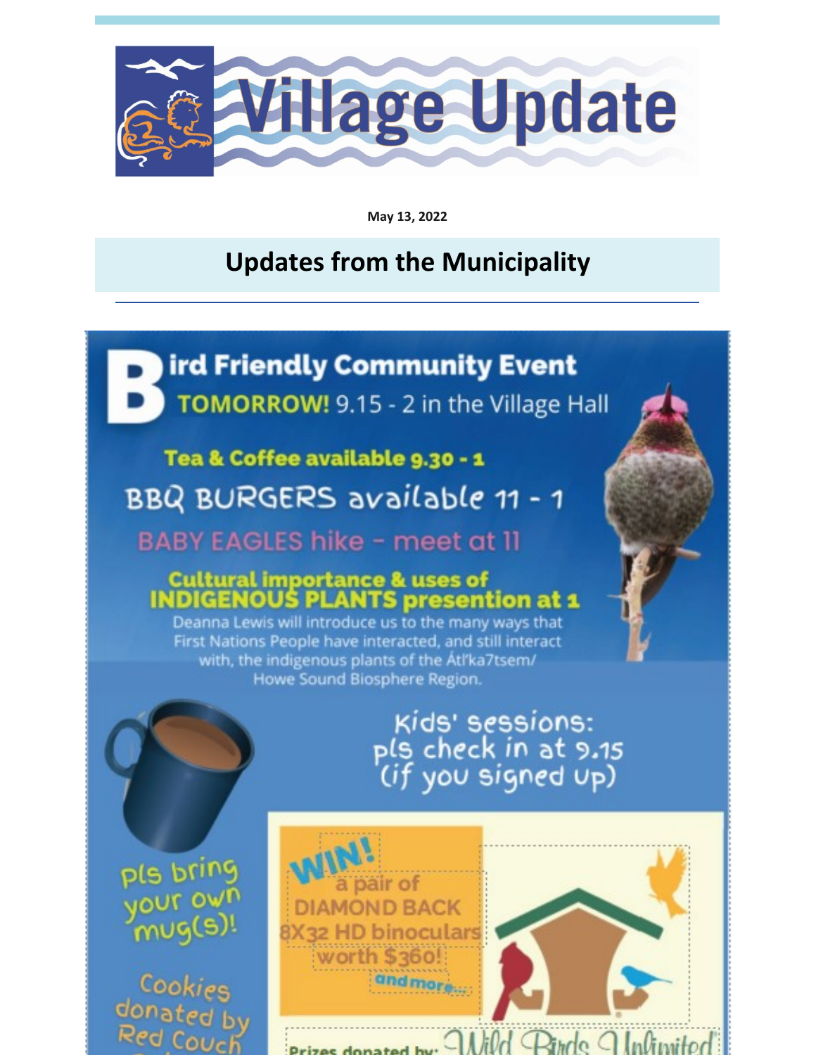# Village Update

**May 13, 2022**

## Updates from the Municipality

# Bird Friendly Community Event

**TOMORROW!** 9.15 - 2 in the Village Hall

**Tea & Coffee available 9.30 - 1**

BBQ BURGERS available 11 - 1

BABY EAGLES hike - meet at 11

**Cultural importance & uses of INDIGENOUS PLANTS presention at 1**

Deanna Lewis will introduce us to the many ways that First Nations People have interacted, and still interact with, the indigenous plants of the Átl'ka7tsem/ Howe Sound Biosphere Region.

Kids' sessions: pls check in at 9.15 (if you signed up)

pls bring your own mug(s)!

Cookies donated by Red Couch

WIN! a pair of DIAMOND BACK 8X32 HD binoculars worth $360! and more...

Prizes donated by: Wild Birds Unlimited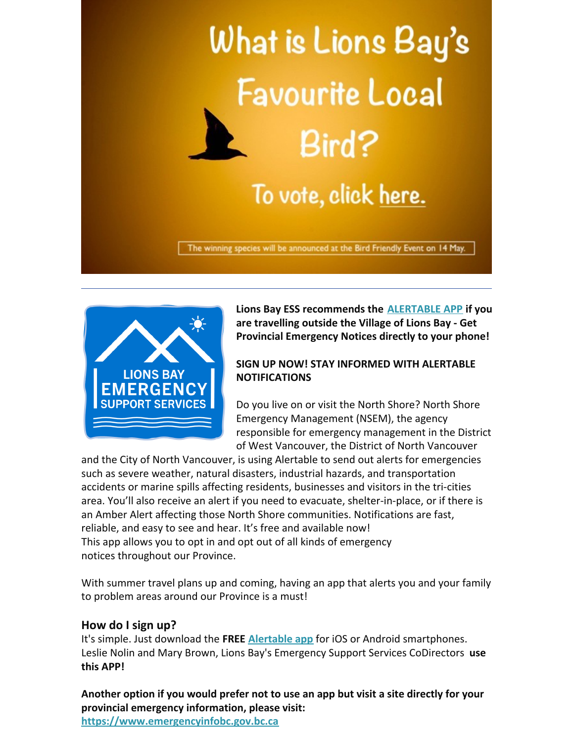# What is Lions Bay's Favourite Local Bird?

To vote, click here.

The winning species will be announced at the Bird Friendly Event on 14 May.

---

LIONS BAY EMERGENCY SUPPORT SERVICES

**Lions Bay ESS recommends the ALERTABLE APP if you are travelling outside the Village of Lions Bay - Get Provincial Emergency Notices directly to your phone!**

**SIGN UP NOW! STAY INFORMED WITH ALERTABLE NOTIFICATIONS**

Do you live on or visit the North Shore? North Shore Emergency Management (NSEM), the agency responsible for emergency management in the District of West Vancouver, the District of North Vancouver and the City of North Vancouver, is using Alertable to send out alerts for emergencies such as severe weather, natural disasters, industrial hazards, and transportation accidents or marine spills affecting residents, businesses and visitors in the tri-cities area. You'll also receive an alert if you need to evacuate, shelter-in-place, or if there is an Amber Alert affecting those North Shore communities. Notifications are fast, reliable, and easy to see and hear. It's free and available now!
This app allows you to opt in and opt out of all kinds of emergency notices throughout our Province.

With summer travel plans up and coming, having an app that alerts you and your family to problem areas around our Province is a must!

### How do I sign up?

It's simple. Just download the **FREE** Alertable app for iOS or Android smartphones. Leslie Nolin and Mary Brown, Lions Bay's Emergency Support Services CoDirectors **use this APP!**

**Another option if you would prefer not to use an app but visit a site directly for your provincial emergency information, please visit:**
https://www.emergencyinfobc.gov.bc.ca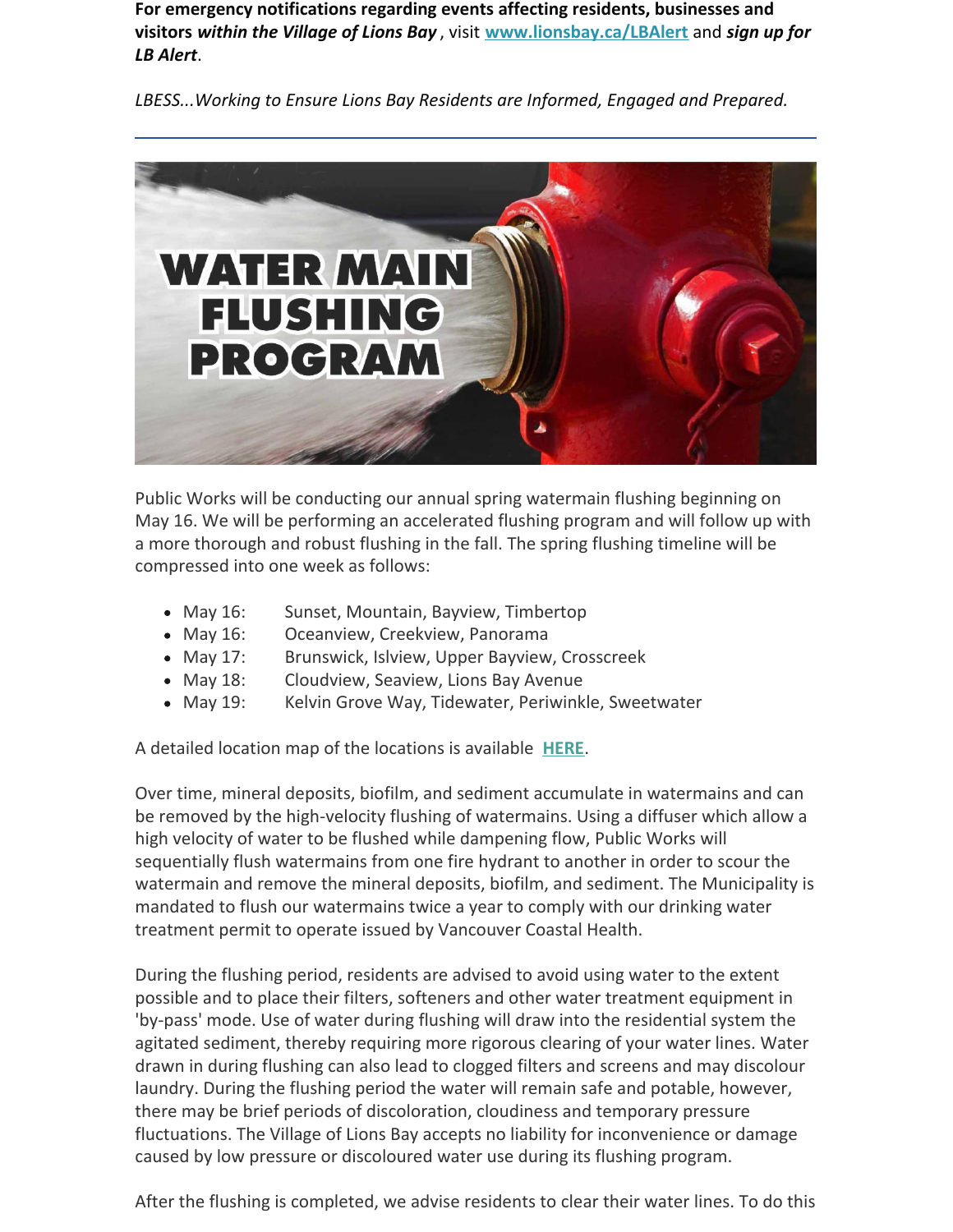**For emergency notifications regarding events affecting residents, businesses and visitors *within the Village of Lions Bay*** , visit **[www.lionsbay.ca/LBAlert](www.lionsbay.ca/LBAlert)** and ***sign up for LB Alert***.

*LBESS...Working to Ensure Lions Bay Residents are Informed, Engaged and Prepared.*

---

Public Works will be conducting our annual spring watermain flushing beginning on May 16. We will be performing an accelerated flushing program and will follow up with a more thorough and robust flushing in the fall. The spring flushing timeline will be compressed into one week as follows:

- May 16: Sunset, Mountain, Bayview, Timbertop
- May 16: Oceanview, Creekview, Panorama
- May 17: Brunswick, Islview, Upper Bayview, Crosscreek
- May 18: Cloudview, Seaview, Lions Bay Avenue
- May 19: Kelvin Grove Way, Tidewater, Periwinkle, Sweetwater

A detailed location map of the locations is available **HERE**.

Over time, mineral deposits, biofilm, and sediment accumulate in watermains and can be removed by the high-velocity flushing of watermains. Using a diffuser which allow a high velocity of water to be flushed while dampening flow, Public Works will sequentially flush watermains from one fire hydrant to another in order to scour the watermain and remove the mineral deposits, biofilm, and sediment. The Municipality is mandated to flush our watermains twice a year to comply with our drinking water treatment permit to operate issued by Vancouver Coastal Health.

During the flushing period, residents are advised to avoid using water to the extent possible and to place their filters, softeners and other water treatment equipment in 'by-pass' mode. Use of water during flushing will draw into the residential system the agitated sediment, thereby requiring more rigorous clearing of your water lines. Water drawn in during flushing can also lead to clogged filters and screens and may discolour laundry. During the flushing period the water will remain safe and potable, however, there may be brief periods of discoloration, cloudiness and temporary pressure fluctuations. The Village of Lions Bay accepts no liability for inconvenience or damage caused by low pressure or discoloured water use during its flushing program.

After the flushing is completed, we advise residents to clear their water lines. To do this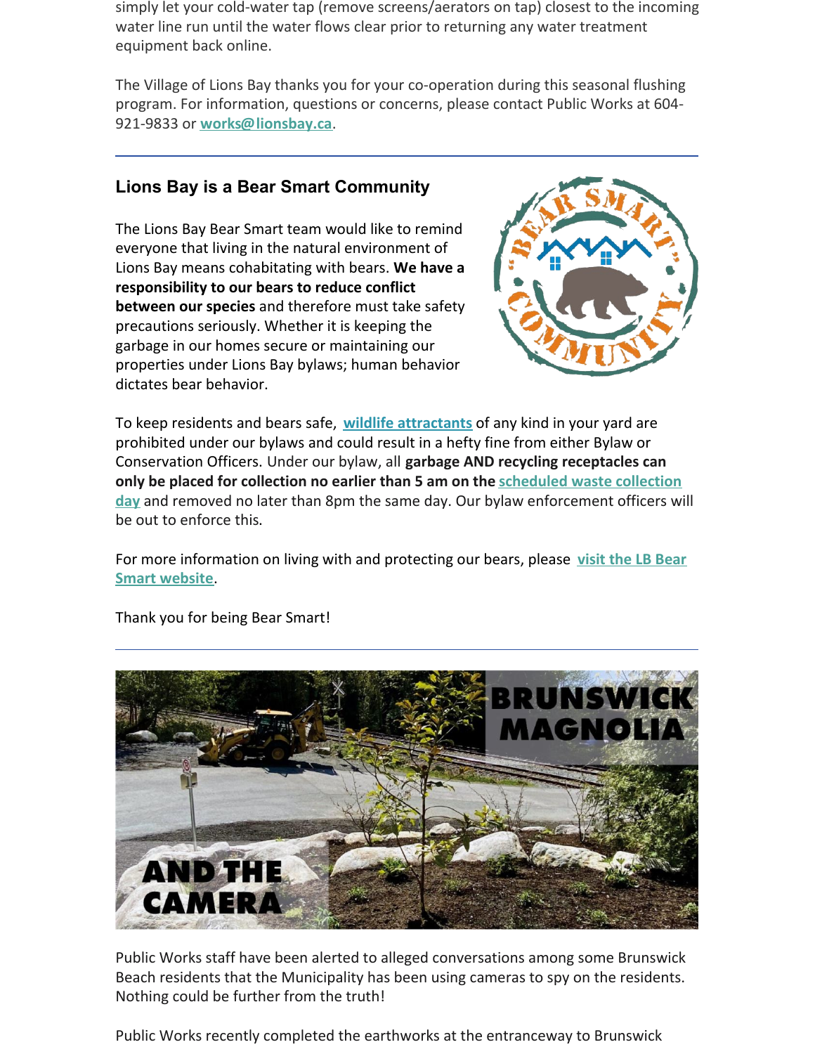simply let your cold-water tap (remove screens/aerators on tap) closest to the incoming water line run until the water flows clear prior to returning any water treatment equipment back online.

The Village of Lions Bay thanks you for your co-operation during this seasonal flushing program. For information, questions or concerns, please contact Public Works at 604-921-9833 or **works@lionsbay.ca**.

---

## Lions Bay is a Bear Smart Community

The Lions Bay Bear Smart team would like to remind everyone that living in the natural environment of Lions Bay means cohabitating with bears. **We have a responsibility to our bears to reduce conflict between our species** and therefore must take safety precautions seriously. Whether it is keeping the garbage in our homes secure or maintaining our properties under Lions Bay bylaws; human behavior dictates bear behavior.

To keep residents and bears safe, **wildlife attractants** of any kind in your yard are prohibited under our bylaws and could result in a hefty fine from either Bylaw or Conservation Officers. Under our bylaw, all **garbage AND recycling receptacles can only be placed for collection no earlier than 5 am on the scheduled waste collection day** and removed no later than 8pm the same day. Our bylaw enforcement officers will be out to enforce this.

For more information on living with and protecting our bears, please **visit the LB Bear Smart website**.

Thank you for being Bear Smart!

---

**BRUNSWICK MAGNOLIA AND THE CAMERA**

Public Works staff have been alerted to alleged conversations among some Brunswick Beach residents that the Municipality has been using cameras to spy on the residents. Nothing could be further from the truth!

Public Works recently completed the earthworks at the entranceway to Brunswick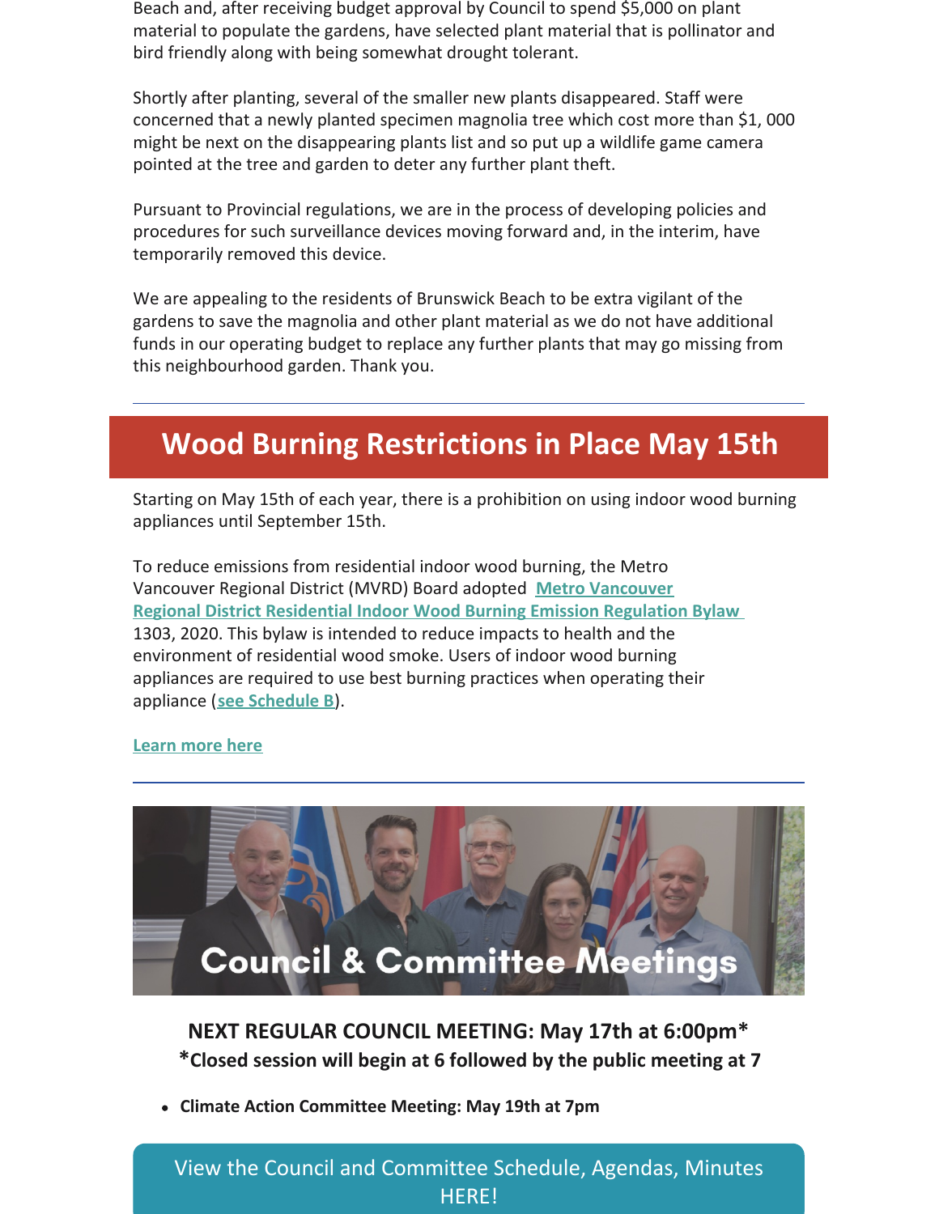Beach and, after receiving budget approval by Council to spend $5,000 on plant material to populate the gardens, have selected plant material that is pollinator and bird friendly along with being somewhat drought tolerant.

Shortly after planting, several of the smaller new plants disappeared. Staff were concerned that a newly planted specimen magnolia tree which cost more than $1, 000 might be next on the disappearing plants list and so put up a wildlife game camera pointed at the tree and garden to deter any further plant theft.

Pursuant to Provincial regulations, we are in the process of developing policies and procedures for such surveillance devices moving forward and, in the interim, have temporarily removed this device.

We are appealing to the residents of Brunswick Beach to be extra vigilant of the gardens to save the magnolia and other plant material as we do not have additional funds in our operating budget to replace any further plants that may go missing from this neighbourhood garden. Thank you.

---

## Wood Burning Restrictions in Place May 15th

Starting on May 15th of each year, there is a prohibition on using indoor wood burning appliances until September 15th.

To reduce emissions from residential indoor wood burning, the Metro Vancouver Regional District (MVRD) Board adopted **Metro Vancouver Regional District Residential Indoor Wood Burning Emission Regulation Bylaw** 1303, 2020. This bylaw is intended to reduce impacts to health and the environment of residential wood smoke. Users of indoor wood burning appliances are required to use best burning practices when operating their appliance (**see Schedule B**).

**Learn more here**

---

Council & Committee Meetings

**NEXT REGULAR COUNCIL MEETING: May 17th at 6:00pm***
***Closed session will begin at 6 followed by the public meeting at 7**

- **Climate Action Committee Meeting: May 19th at 7pm**

View the Council and Committee Schedule, Agendas, Minutes HERE!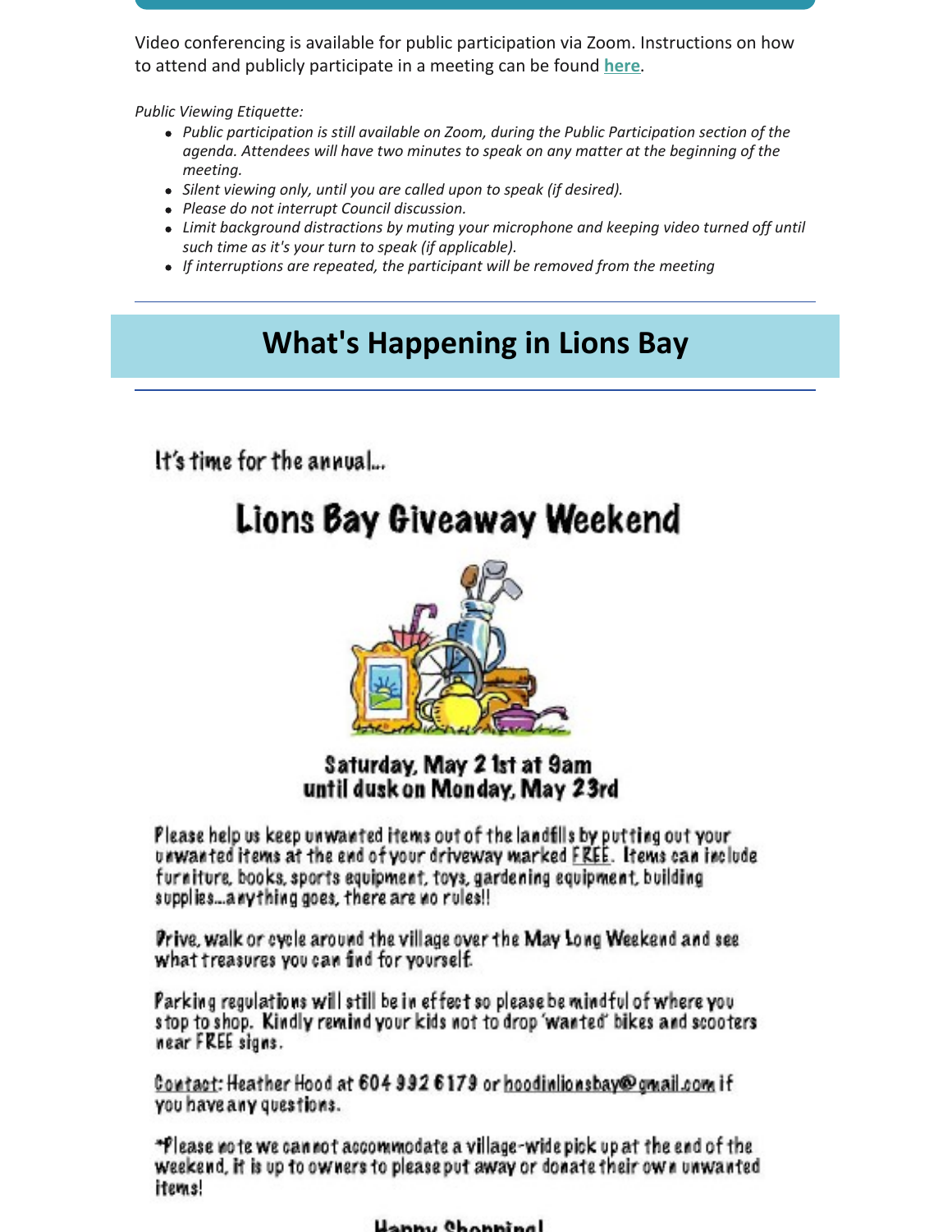Video conferencing is available for public participation via Zoom. Instructions on how to attend and publicly participate in a meeting can be found **here**.

*Public Viewing Etiquette:*

- *Public participation is still available on Zoom, during the Public Participation section of the agenda. Attendees will have two minutes to speak on any matter at the beginning of the meeting.*
- *Silent viewing only, until you are called upon to speak (if desired).*
- *Please do not interrupt Council discussion.*
- *Limit background distractions by muting your microphone and keeping video turned off until such time as it's your turn to speak (if applicable).*
- *If interruptions are repeated, the participant will be removed from the meeting*

---

# What's Happening in Lions Bay

---

It's time for the annual...

## Lions Bay Giveaway Weekend

**Saturday, May 21st at 9am**
**until dusk on Monday, May 23rd**

Please help us keep unwanted items out of the landfills by putting out your unwanted items at the end of your driveway marked FREE. Items can include furniture, books, sports equipment, toys, gardening equipment, building supplies...anything goes, there are no rules!!

Drive, walk or cycle around the village over the May Long Weekend and see what treasures you can find for yourself.

Parking regulations will still be in effect so please be mindful of where you stop to shop. Kindly remind your kids not to drop 'wanted' bikes and scooters near FREE signs.

Contact: Heather Hood at 604 992 6179 or hoodinlionsbay@gmail.com if you have any questions.

*Please note we cannot accommodate a village-wide pick up at the end of the weekend, it is up to owners to please put away or donate their own unwanted items!

**Happy Shopping!**